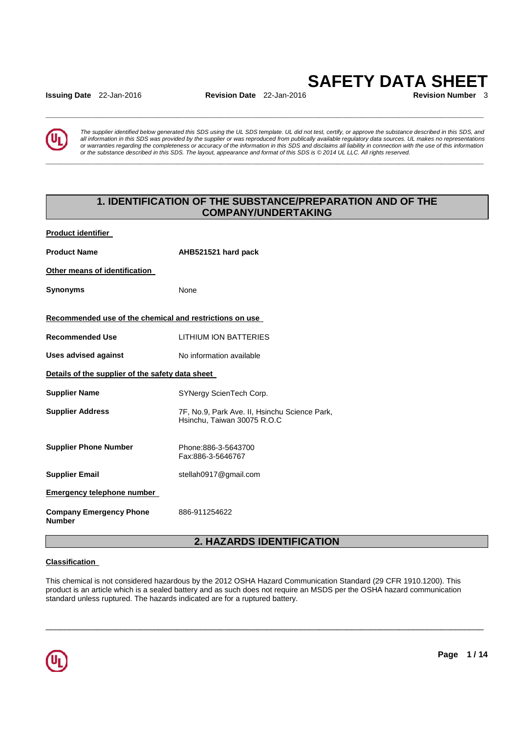# SAFETY DATA SHEET

**Issuing Date** 22-Jan-2016 **Revision Date** 22-Jan-2016 **Revision Number** 3

*The supplier identified below generated this SDS using the UL SDS template. UL did not test, certify, or approve the substance described in this SDS, and all information in this SDS was provided by the supplier or was reproduced from publically available regulatory data sources. UL makes no representations or warranties regarding the completeness or accuracy of the information in this SDS and disclaims all liability in connection with the use of this information or the substance described in this SDS. The layout, appearance and format of this SDS is © 2014 UL LLC. All rights reserved.*

## 1. IDENTIFICATION OF THE SUBSTANCE/PREPARATION AND OF THE COMPANY/UNDERTAKING

**Product identifier**

**Product Name** **AHB521521 hard pack**

**Other means of identification**

**Synonyms** None

**Recommended use of the chemical and restrictions on use**

**Recommended Use** LITHIUM ION BATTERIES

**Uses advised against** No information available

**Details of the supplier of the safety data sheet**

**Supplier Name** SYNergy ScienTech Corp.

**Supplier Address** 7F, No.9, Park Ave. II, Hsinchu Science Park, Hsinchu, Taiwan 30075 R.O.C

**Supplier Phone Number** Phone:886-3-5643700
Fax:886-3-5646767

**Supplier Email** stellah0917@gmail.com

**Emergency telephone number**

**Company Emergency Phone Number** 886-911254622

## 2. HAZARDS IDENTIFICATION

**Classification**

This chemical is not considered hazardous by the 2012 OSHA Hazard Communication Standard (29 CFR 1910.1200). This product is an article which is a sealed battery and as such does not require an MSDS per the OSHA hazard communication standard unless ruptured. The hazards indicated are for a ruptured battery.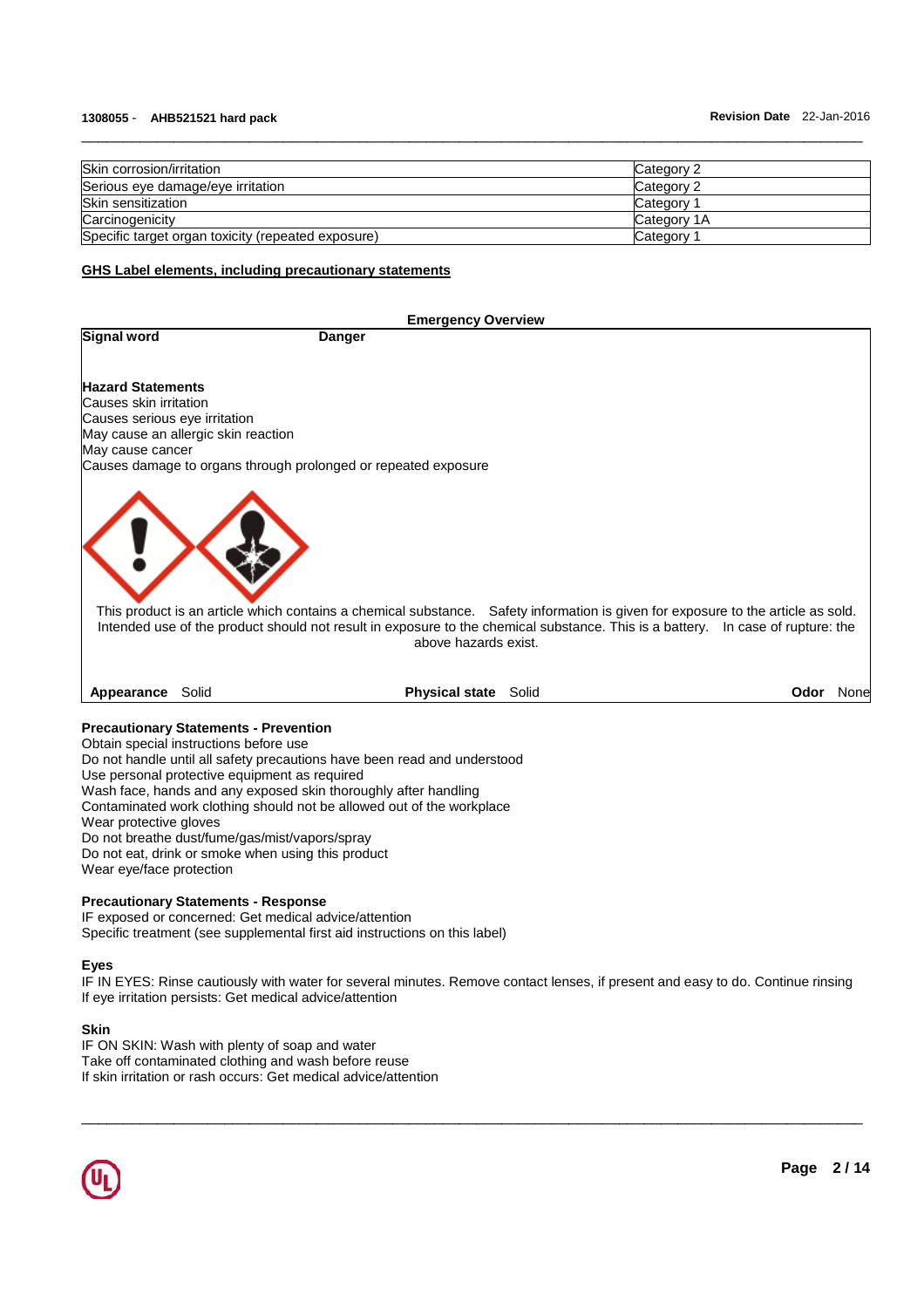| Skin corrosion/irritation | Category 2 |
|---|---|
| Serious eye damage/eye irritation | Category 2 |
| Skin sensitization | Category 1 |
| Carcinogenicity | Category 1A |
| Specific target organ toxicity (repeated exposure) | Category 1 |

## GHS Label elements, including precautionary statements

**Emergency Overview**

**Signal word** **Danger**

**Hazard Statements**
Causes skin irritation
Causes serious eye irritation
May cause an allergic skin reaction
May cause cancer
Causes damage to organs through prolonged or repeated exposure

This product is an article which contains a chemical substance. Safety information is given for exposure to the article as sold. Intended use of the product should not result in exposure to the chemical substance. This is a battery. In case of rupture: the above hazards exist.

**Appearance** Solid **Physical state** Solid **Odor** None

**Precautionary Statements - Prevention**
Obtain special instructions before use
Do not handle until all safety precautions have been read and understood
Use personal protective equipment as required
Wash face, hands and any exposed skin thoroughly after handling
Contaminated work clothing should not be allowed out of the workplace
Wear protective gloves
Do not breathe dust/fume/gas/mist/vapors/spray
Do not eat, drink or smoke when using this product
Wear eye/face protection

**Precautionary Statements - Response**
IF exposed or concerned: Get medical advice/attention
Specific treatment (see supplemental first aid instructions on this label)

**Eyes**
IF IN EYES: Rinse cautiously with water for several minutes. Remove contact lenses, if present and easy to do. Continue rinsing
If eye irritation persists: Get medical advice/attention

**Skin**
IF ON SKIN: Wash with plenty of soap and water
Take off contaminated clothing and wash before reuse
If skin irritation or rash occurs: Get medical advice/attention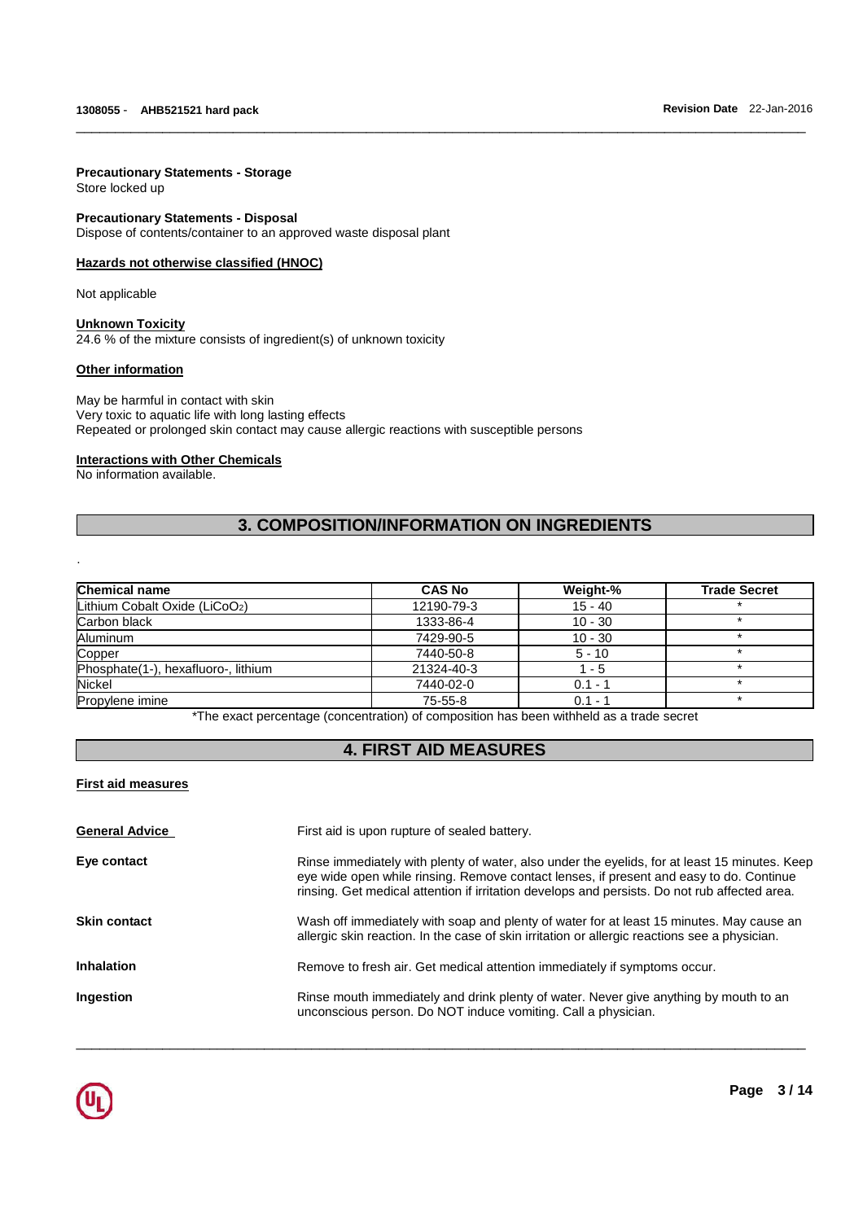**Precautionary Statements - Storage**
Store locked up

**Precautionary Statements - Disposal**
Dispose of contents/container to an approved waste disposal plant

**Hazards not otherwise classified (HNOC)**

Not applicable

**Unknown Toxicity**
24.6 % of the mixture consists of ingredient(s) of unknown toxicity

**Other information**

May be harmful in contact with skin
Very toxic to aquatic life with long lasting effects
Repeated or prolonged skin contact may cause allergic reactions with susceptible persons

**Interactions with Other Chemicals**
No information available.

## 3. COMPOSITION/INFORMATION ON INGREDIENTS

.

| Chemical name | CAS No | Weight-% | Trade Secret |
|---|---|---|---|
| Lithium Cobalt Oxide ($LiCoO_2$) | 12190-79-3 | 15 - 40 | * |
| Carbon black | 1333-86-4 | 10 - 30 | * |
| Aluminum | 7429-90-5 | 10 - 30 | * |
| Copper | 7440-50-8 | 5 - 10 | * |
| Phosphate(1-), hexafluoro-, lithium | 21324-40-3 | 1 - 5 | * |
| Nickel | 7440-02-0 | 0.1 - 1 | * |
| Propylene imine | 75-55-8 | 0.1 - 1 | * |

*The exact percentage (concentration) of composition has been withheld as a trade secret

## 4. FIRST AID MEASURES

**First aid measures**

**General Advice** First aid is upon rupture of sealed battery.

**Eye contact** Rinse immediately with plenty of water, also under the eyelids, for at least 15 minutes. Keep eye wide open while rinsing. Remove contact lenses, if present and easy to do. Continue rinsing. Get medical attention if irritation develops and persists. Do not rub affected area.

**Skin contact** Wash off immediately with soap and plenty of water for at least 15 minutes. May cause an allergic skin reaction. In the case of skin irritation or allergic reactions see a physician.

**Inhalation** Remove to fresh air. Get medical attention immediately if symptoms occur.

**Ingestion** Rinse mouth immediately and drink plenty of water. Never give anything by mouth to an unconscious person. Do NOT induce vomiting. Call a physician.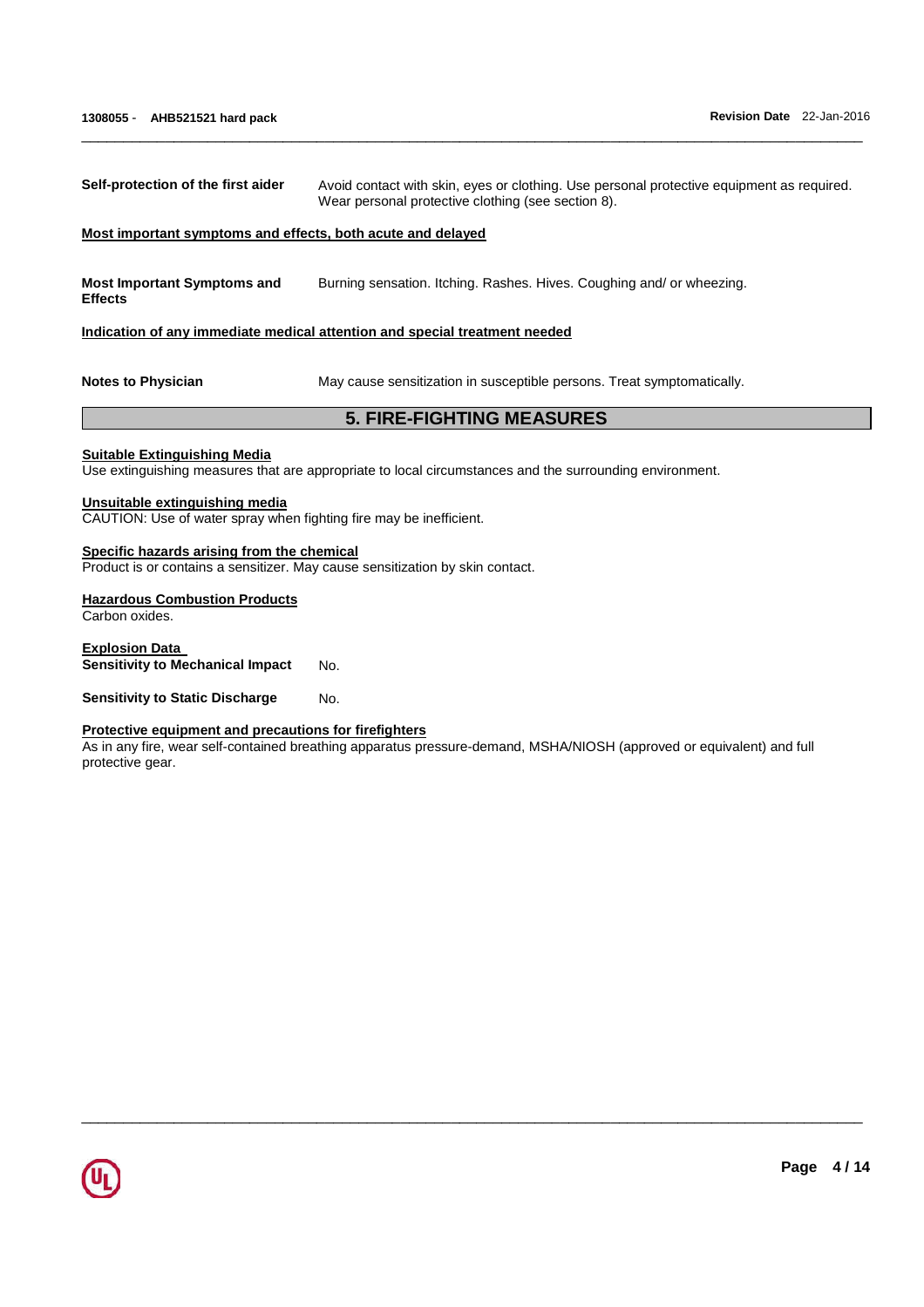**Self-protection of the first aider** Avoid contact with skin, eyes or clothing. Use personal protective equipment as required. Wear personal protective clothing (see section 8).

**Most important symptoms and effects, both acute and delayed**

**Most Important Symptoms and Effects** Burning sensation. Itching. Rashes. Hives. Coughing and/ or wheezing.

**Indication of any immediate medical attention and special treatment needed**

**Notes to Physician** May cause sensitization in susceptible persons. Treat symptomatically.

## 5. FIRE-FIGHTING MEASURES

**Suitable Extinguishing Media**
Use extinguishing measures that are appropriate to local circumstances and the surrounding environment.

**Unsuitable extinguishing media**
CAUTION: Use of water spray when fighting fire may be inefficient.

**Specific hazards arising from the chemical**
Product is or contains a sensitizer. May cause sensitization by skin contact.

**Hazardous Combustion Products**
Carbon oxides.

**Explosion Data**
**Sensitivity to Mechanical Impact** No.

**Sensitivity to Static Discharge** No.

**Protective equipment and precautions for firefighters**
As in any fire, wear self-contained breathing apparatus pressure-demand, MSHA/NIOSH (approved or equivalent) and full protective gear.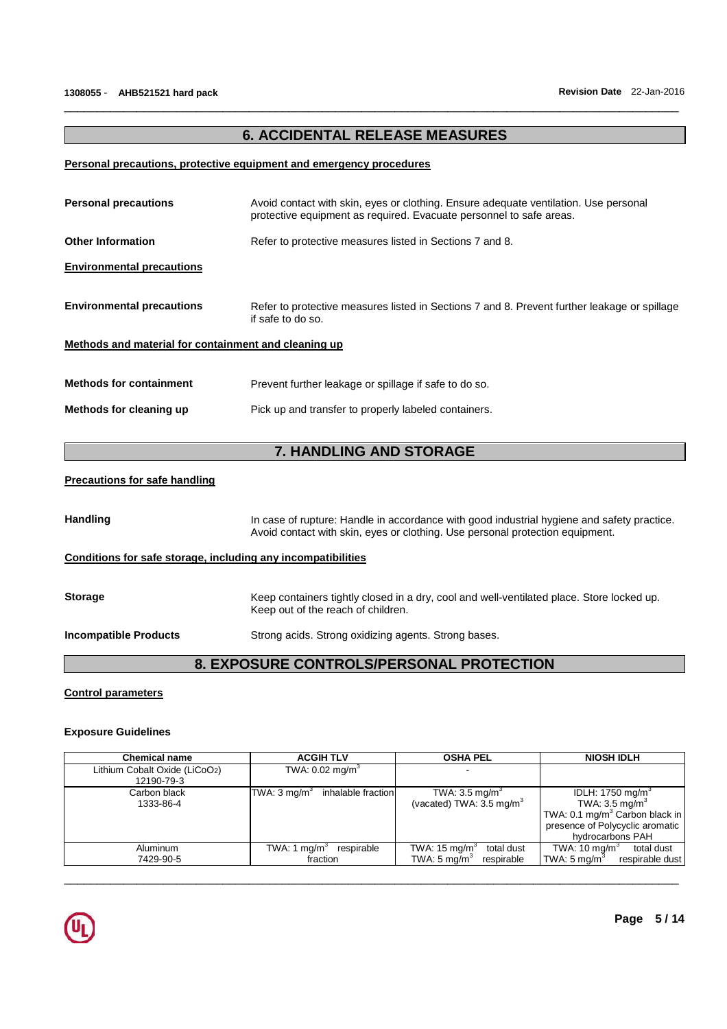## 6. ACCIDENTAL RELEASE MEASURES

**Personal precautions, protective equipment and emergency procedures**

**Personal precautions** Avoid contact with skin, eyes or clothing. Ensure adequate ventilation. Use personal protective equipment as required. Evacuate personnel to safe areas.

**Other Information** Refer to protective measures listed in Sections 7 and 8.

**Environmental precautions**

**Environmental precautions** Refer to protective measures listed in Sections 7 and 8. Prevent further leakage or spillage if safe to do so.

**Methods and material for containment and cleaning up**

**Methods for containment** Prevent further leakage or spillage if safe to do so.

**Methods for cleaning up** Pick up and transfer to properly labeled containers.

## 7. HANDLING AND STORAGE

**Precautions for safe handling**

**Handling** In case of rupture: Handle in accordance with good industrial hygiene and safety practice. Avoid contact with skin, eyes or clothing. Use personal protection equipment.

**Conditions for safe storage, including any incompatibilities**

**Storage** Keep containers tightly closed in a dry, cool and well-ventilated place. Store locked up. Keep out of the reach of children.

**Incompatible Products** Strong acids. Strong oxidizing agents. Strong bases.

## 8. EXPOSURE CONTROLS/PERSONAL PROTECTION

**Control parameters**

**Exposure Guidelines**

| Chemical name | ACGIH TLV | OSHA PEL | NIOSH IDLH |
|---|---|---|---|
| Lithium Cobalt Oxide ($LiCoO_2$)<br>12190-79-3 | TWA: 0.02 mg/m$^3$ | - | |
| Carbon black<br>1333-86-4 | TWA: 3 mg/m$^3$ inhalable fraction | TWA: 3.5 mg/m$^3$<br>(vacated) TWA: 3.5 mg/m$^3$ | IDLH: 1750 mg/m$^3$<br>TWA: 3.5 mg/m$^3$<br>TWA: 0.1 mg/m$^3$ Carbon black in presence of Polycyclic aromatic hydrocarbons PAH |
| Aluminum<br>7429-90-5 | TWA: 1 mg/m$^3$ respirable fraction | TWA: 15 mg/m$^3$ total dust<br>TWA: 5 mg/m$^3$ respirable | TWA: 10 mg/m$^3$ total dust<br>TWA: 5 mg/m$^3$ respirable dust |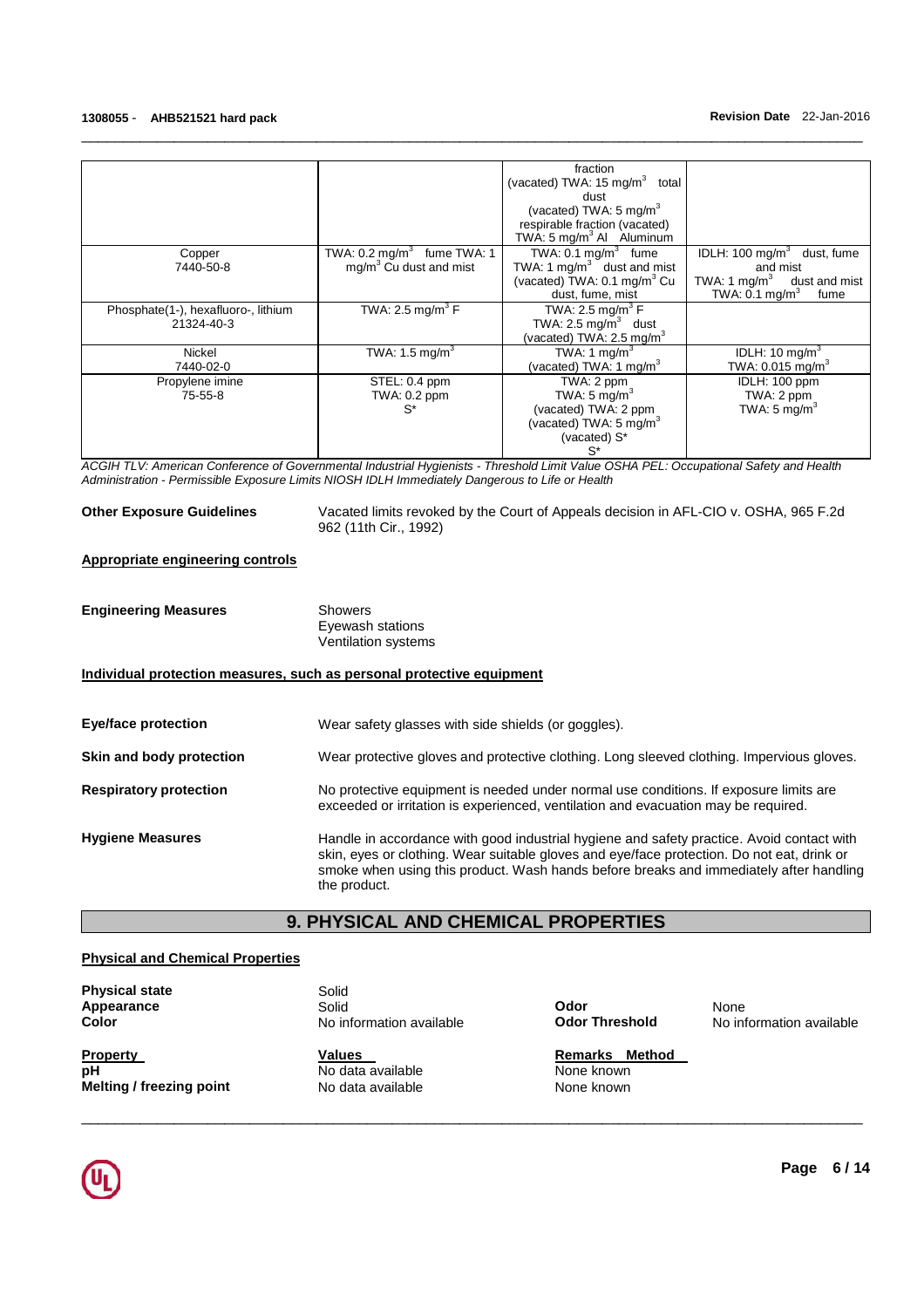| | | | |
|---|---|---|---|
| | | fraction (vacated) TWA: 15 mg/m$^3$ total dust (vacated) TWA: 5 mg/m$^3$ respirable fraction (vacated) TWA: 5 mg/m$^3$ Al Aluminum | |
| Copper 7440-50-8 | TWA: 0.2 mg/m$^3$ fume TWA: 1 mg/m$^3$ Cu dust and mist | TWA: 0.1 mg/m$^3$ fume TWA: 1 mg/m$^3$ dust and mist (vacated) TWA: 0.1 mg/m$^3$ Cu dust, fume, mist | IDLH: 100 mg/m$^3$ dust, fume and mist TWA: 1 mg/m$^3$ dust and mist TWA: 0.1 mg/m$^3$ fume |
| Phosphate(1-), hexafluoro-, lithium 21324-40-3 | TWA: 2.5 mg/m$^3$ F | TWA: 2.5 mg/m$^3$ F TWA: 2.5 mg/m$^3$ dust (vacated) TWA: 2.5 mg/m$^3$ | |
| Nickel 7440-02-0 | TWA: 1.5 mg/m$^3$ | TWA: 1 mg/m$^3$ (vacated) TWA: 1 mg/m$^3$ | IDLH: 10 mg/m$^3$ TWA: 0.015 mg/m$^3$ |
| Propylene imine 75-55-8 | STEL: 0.4 ppm TWA: 0.2 ppm S* | TWA: 2 ppm TWA: 5 mg/m$^3$ (vacated) TWA: 2 ppm (vacated) TWA: 5 mg/m$^3$ (vacated) S* S* | IDLH: 100 ppm TWA: 2 ppm TWA: 5 mg/m$^3$ |

*ACGIH TLV: American Conference of Governmental Industrial Hygienists - Threshold Limit Value OSHA PEL: Occupational Safety and Health Administration - Permissible Exposure Limits NIOSH IDLH Immediately Dangerous to Life or Health*

**Other Exposure Guidelines** Vacated limits revoked by the Court of Appeals decision in AFL-CIO v. OSHA, 965 F.2d 962 (11th Cir., 1992)

**Appropriate engineering controls**

**Engineering Measures** Showers
Eyewash stations
Ventilation systems

**Individual protection measures, such as personal protective equipment**

**Eye/face protection** Wear safety glasses with side shields (or goggles).

**Skin and body protection** Wear protective gloves and protective clothing. Long sleeved clothing. Impervious gloves.

**Respiratory protection** No protective equipment is needed under normal use conditions. If exposure limits are exceeded or irritation is experienced, ventilation and evacuation may be required.

**Hygiene Measures** Handle in accordance with good industrial hygiene and safety practice. Avoid contact with skin, eyes or clothing. Wear suitable gloves and eye/face protection. Do not eat, drink or smoke when using this product. Wash hands before breaks and immediately after handling the product.

## 9. PHYSICAL AND CHEMICAL PROPERTIES

**Physical and Chemical Properties**

**Physical state** Solid
**Appearance** Solid
**Color** No information available
**Odor** None
**Odor Threshold** No information available

| Property | Values | Remarks Method |
|---|---|---|
| **pH** | No data available | None known |
| **Melting / freezing point** | No data available | None known |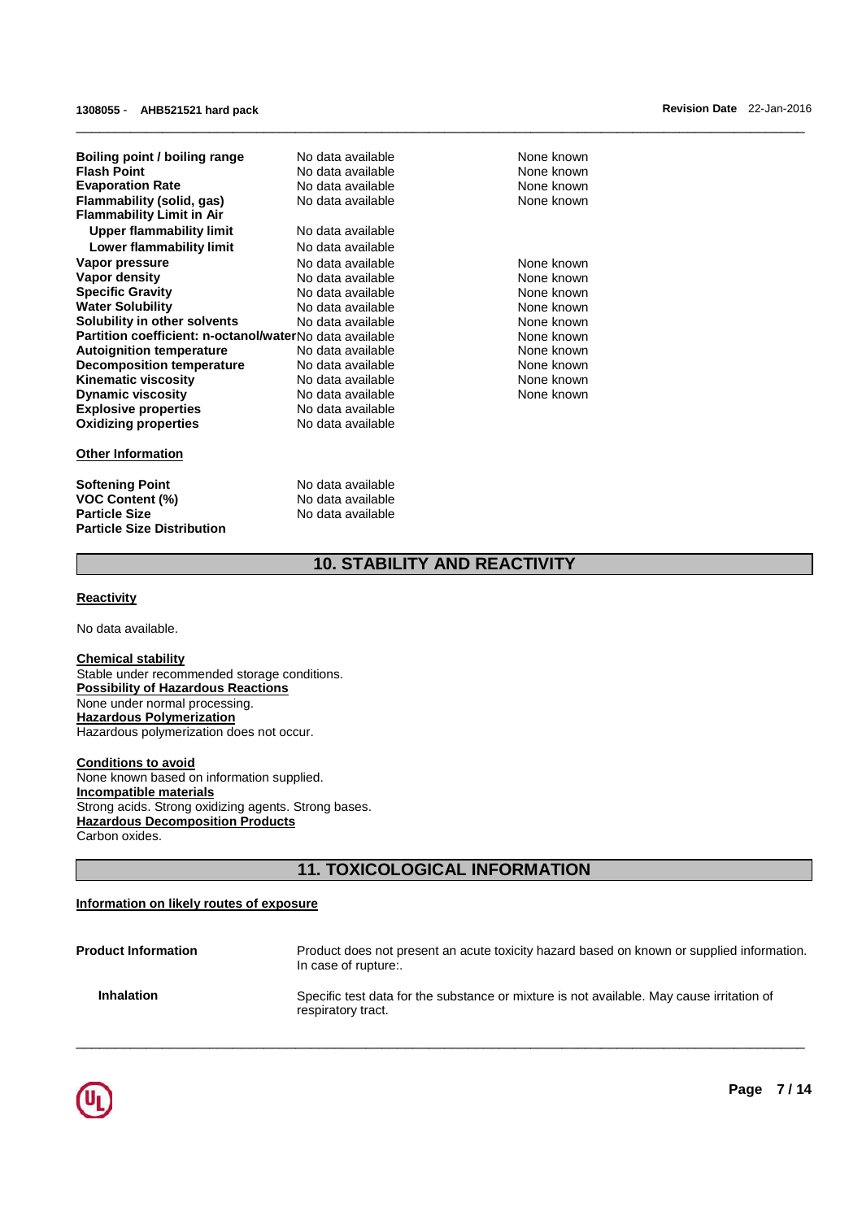| | | |
|---|---|---|
| **Boiling point / boiling range** | No data available | None known |
| **Flash Point** | No data available | None known |
| **Evaporation Rate** | No data available | None known |
| **Flammability (solid, gas)** | No data available | None known |
| **Flammability Limit in Air** | | |
| **Upper flammability limit** | No data available | |
| **Lower flammability limit** | No data available | |
| **Vapor pressure** | No data available | None known |
| **Vapor density** | No data available | None known |
| **Specific Gravity** | No data available | None known |
| **Water Solubility** | No data available | None known |
| **Solubility in other solvents** | No data available | None known |
| **Partition coefficient: n-octanol/water** | No data available | None known |
| **Autoignition temperature** | No data available | None known |
| **Decomposition temperature** | No data available | None known |
| **Kinematic viscosity** | No data available | None known |
| **Dynamic viscosity** | No data available | None known |
| **Explosive properties** | No data available | |
| **Oxidizing properties** | No data available | |

**Other Information**

| | |
|---|---|
| **Softening Point** | No data available |
| **VOC Content (%)** | No data available |
| **Particle Size** | No data available |
| **Particle Size Distribution** | |

## 10. STABILITY AND REACTIVITY

**Reactivity**

No data available.

**Chemical stability**
Stable under recommended storage conditions.

**Possibility of Hazardous Reactions**
None under normal processing.

**Hazardous Polymerization**
Hazardous polymerization does not occur.

**Conditions to avoid**
None known based on information supplied.

**Incompatible materials**
Strong acids. Strong oxidizing agents. Strong bases.

**Hazardous Decomposition Products**
Carbon oxides.

## 11. TOXICOLOGICAL INFORMATION

**Information on likely routes of exposure**

**Product Information** — Product does not present an acute toxicity hazard based on known or supplied information. In case of rupture:.

**Inhalation** — Specific test data for the substance or mixture is not available. May cause irritation of respiratory tract.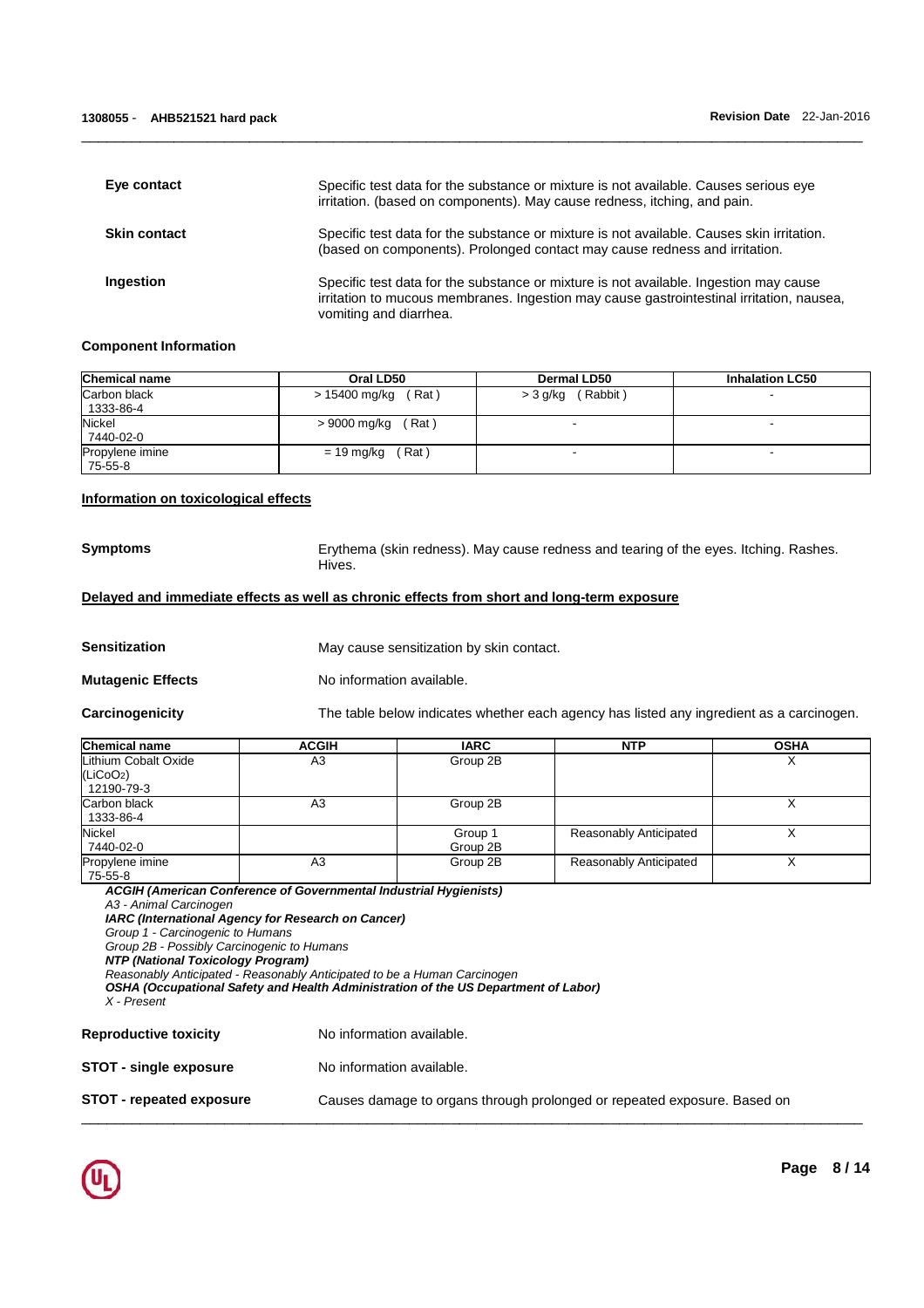**Eye contact**

Specific test data for the substance or mixture is not available. Causes serious eye irritation. (based on components). May cause redness, itching, and pain.

**Skin contact**

Specific test data for the substance or mixture is not available. Causes skin irritation. (based on components). Prolonged contact may cause redness and irritation.

**Ingestion**

Specific test data for the substance or mixture is not available. Ingestion may cause irritation to mucous membranes. Ingestion may cause gastrointestinal irritation, nausea, vomiting and diarrhea.

### Component Information

| Chemical name | Oral LD50 | Dermal LD50 | Inhalation LC50 |
|---|---|---|---|
| Carbon black 1333-86-4 | > 15400 mg/kg ( Rat ) | > 3 g/kg ( Rabbit ) | - |
| Nickel 7440-02-0 | > 9000 mg/kg ( Rat ) | - | - |
| Propylene imine 75-55-8 | = 19 mg/kg ( Rat ) | - | - |

### Information on toxicological effects

**Symptoms**

Erythema (skin redness). May cause redness and tearing of the eyes. Itching. Rashes. Hives.

### Delayed and immediate effects as well as chronic effects from short and long-term exposure

**Sensitization**

May cause sensitization by skin contact.

**Mutagenic Effects**

No information available.

**Carcinogenicity**

The table below indicates whether each agency has listed any ingredient as a carcinogen.

| Chemical name | ACGIH | IARC | NTP | OSHA |
|---|---|---|---|---|
| Lithium Cobalt Oxide ($LiCoO_2$) 12190-79-3 | A3 | Group 2B | | X |
| Carbon black 1333-86-4 | A3 | Group 2B | | X |
| Nickel 7440-02-0 | | Group 1 Group 2B | Reasonably Anticipated | X |
| Propylene imine 75-55-8 | A3 | Group 2B | Reasonably Anticipated | X |

***ACGIH (American Conference of Governmental Industrial Hygienists)***
*A3 - Animal Carcinogen*
***IARC (International Agency for Research on Cancer)***
*Group 1 - Carcinogenic to Humans*
*Group 2B - Possibly Carcinogenic to Humans*
***NTP (National Toxicology Program)***
*Reasonably Anticipated - Reasonably Anticipated to be a Human Carcinogen*
***OSHA (Occupational Safety and Health Administration of the US Department of Labor)***
*X - Present*

**Reproductive toxicity**

No information available.

**STOT - single exposure**

No information available.

**STOT - repeated exposure**

Causes damage to organs through prolonged or repeated exposure. Based on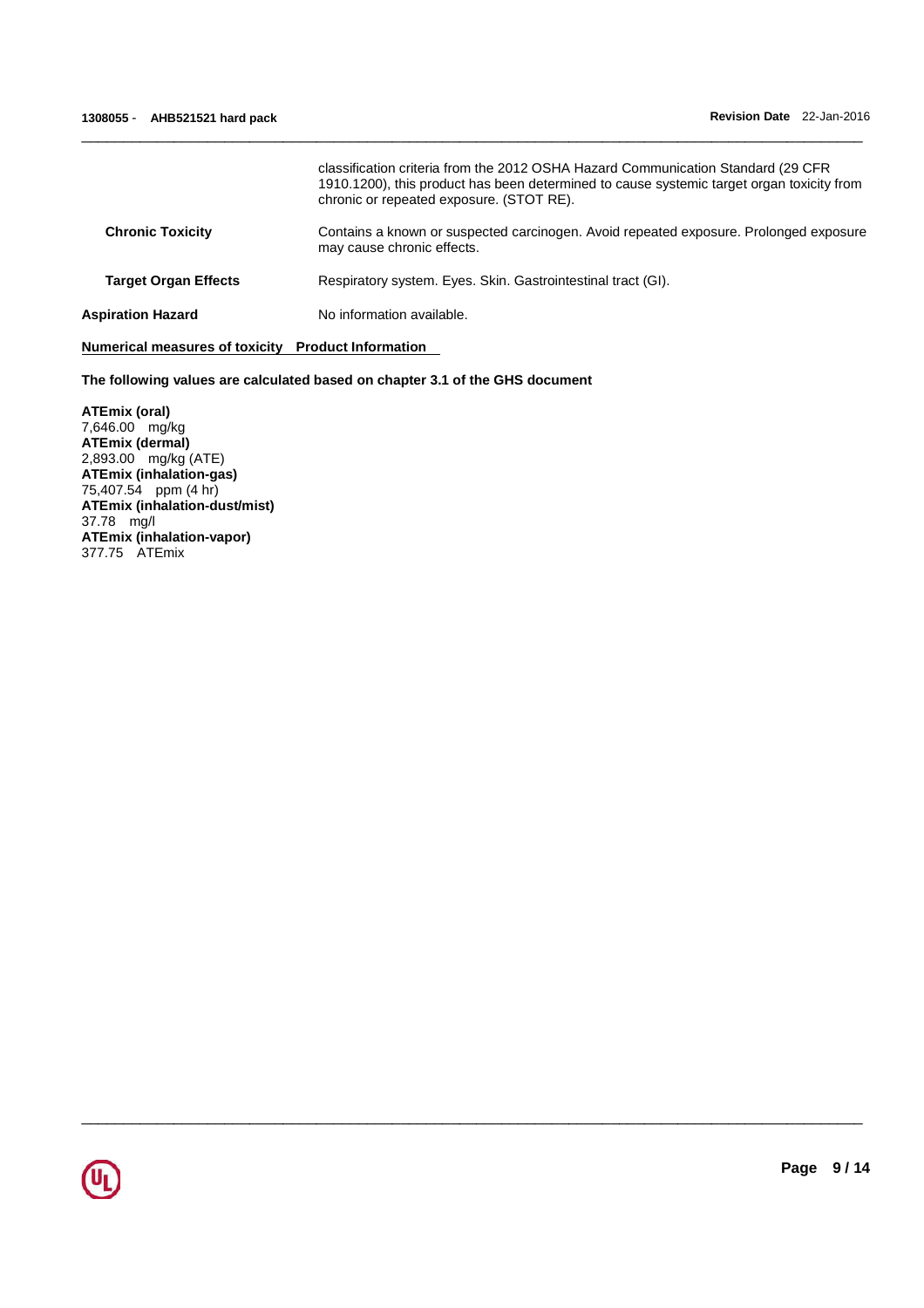classification criteria from the 2012 OSHA Hazard Communication Standard (29 CFR 1910.1200), this product has been determined to cause systemic target organ toxicity from chronic or repeated exposure. (STOT RE).

**Chronic Toxicity** Contains a known or suspected carcinogen. Avoid repeated exposure. Prolonged exposure may cause chronic effects.

**Target Organ Effects** Respiratory system. Eyes. Skin. Gastrointestinal tract (GI).

**Aspiration Hazard** No information available.

**Numerical measures of toxicity Product Information**

**The following values are calculated based on chapter 3.1 of the GHS document**

**ATEmix (oral)**
7,646.00 mg/kg
**ATEmix (dermal)**
2,893.00 mg/kg (ATE)
**ATEmix (inhalation-gas)**
75,407.54 ppm (4 hr)
**ATEmix (inhalation-dust/mist)**
37.78 mg/l
**ATEmix (inhalation-vapor)**
377.75 ATEmix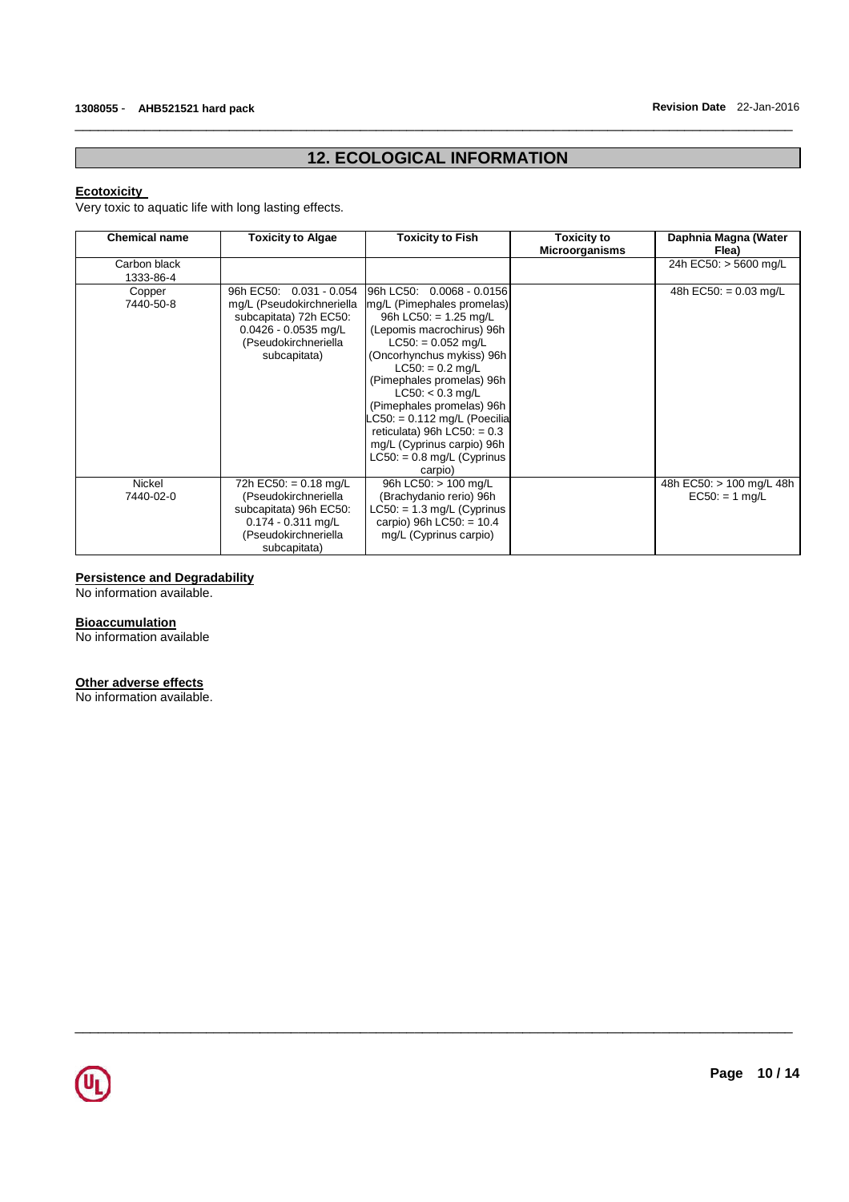## 12. ECOLOGICAL INFORMATION

**Ecotoxicity**

Very toxic to aquatic life with long lasting effects.

| Chemical name | Toxicity to Algae | Toxicity to Fish | Toxicity to Microorganisms | Daphnia Magna (Water Flea) |
|---|---|---|---|---|
| Carbon black 1333-86-4 | | | | 24h EC50: > 5600 mg/L |
| Copper 7440-50-8 | 96h EC50: 0.031 - 0.054 mg/L (Pseudokirchneriella subcapitata) 72h EC50: 0.0426 - 0.0535 mg/L (Pseudokirchneriella subcapitata) | 96h LC50: 0.0068 - 0.0156 mg/L (Pimephales promelas) 96h LC50: = 1.25 mg/L (Lepomis macrochirus) 96h LC50: = 0.052 mg/L (Oncorhynchus mykiss) 96h LC50: = 0.2 mg/L (Pimephales promelas) 96h LC50: < 0.3 mg/L (Pimephales promelas) 96h LC50: = 0.112 mg/L (Poecilia reticulata) 96h LC50: = 0.3 mg/L (Cyprinus carpio) 96h LC50: = 0.8 mg/L (Cyprinus carpio) | | 48h EC50: = 0.03 mg/L |
| Nickel 7440-02-0 | 72h EC50: = 0.18 mg/L (Pseudokirchneriella subcapitata) 96h EC50: 0.174 - 0.311 mg/L (Pseudokirchneriella subcapitata) | 96h LC50: > 100 mg/L (Brachydanio rerio) 96h LC50: = 1.3 mg/L (Cyprinus carpio) 96h LC50: = 10.4 mg/L (Cyprinus carpio) | | 48h EC50: > 100 mg/L 48h EC50: = 1 mg/L |

**Persistence and Degradability**

No information available.

**Bioaccumulation**

No information available

**Other adverse effects**

No information available.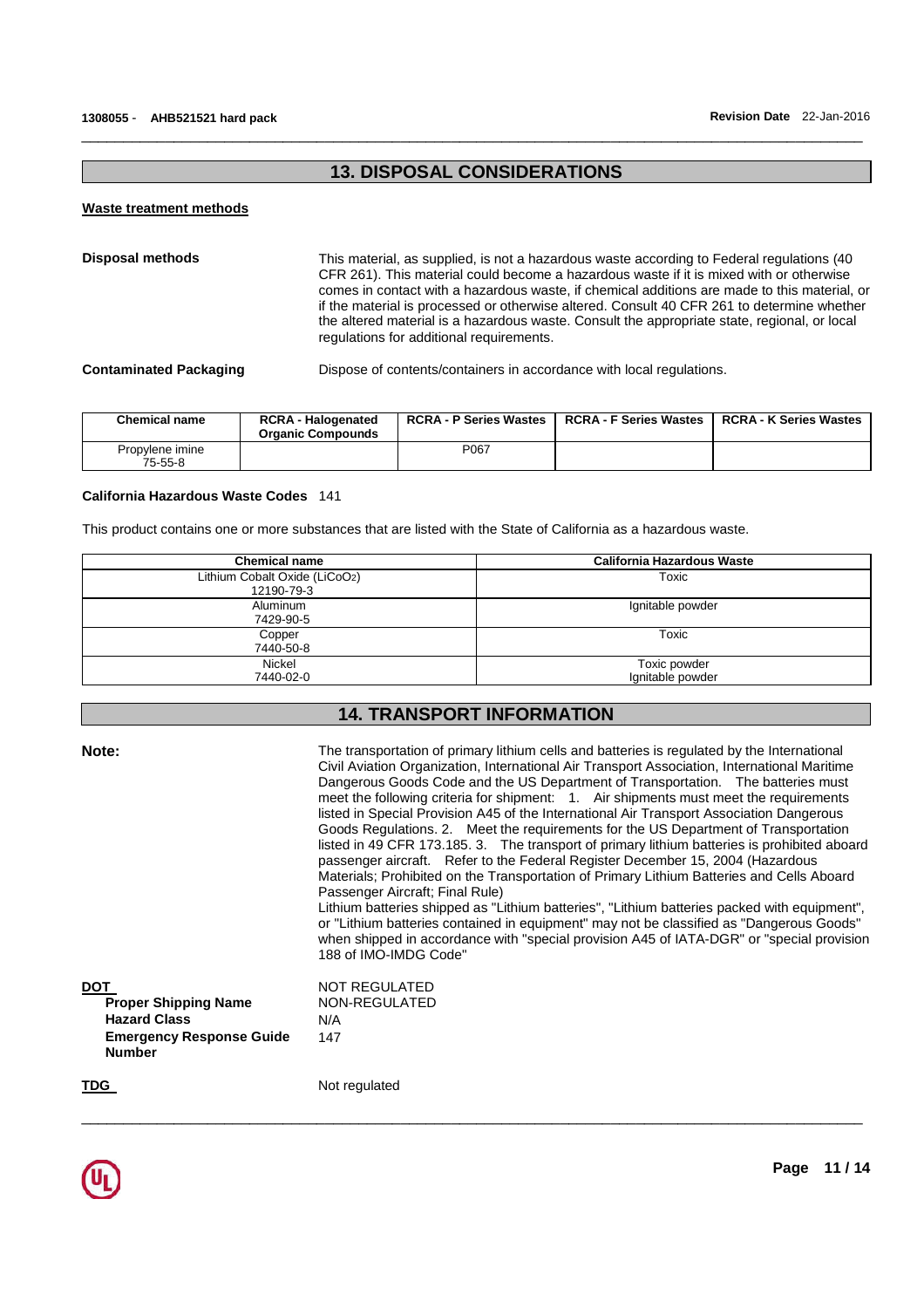## 13. DISPOSAL CONSIDERATIONS

### Waste treatment methods

**Disposal methods**

This material, as supplied, is not a hazardous waste according to Federal regulations (40 CFR 261). This material could become a hazardous waste if it is mixed with or otherwise comes in contact with a hazardous waste, if chemical additions are made to this material, or if the material is processed or otherwise altered. Consult 40 CFR 261 to determine whether the altered material is a hazardous waste. Consult the appropriate state, regional, or local regulations for additional requirements.

**Contaminated Packaging**

Dispose of contents/containers in accordance with local regulations.

| Chemical name | RCRA - Halogenated Organic Compounds | RCRA - P Series Wastes | RCRA - F Series Wastes | RCRA - K Series Wastes |
|---|---|---|---|---|
| Propylene imine<br>75-55-8 | | P067 | | |

**California Hazardous Waste Codes** 141

This product contains one or more substances that are listed with the State of California as a hazardous waste.

| Chemical name | California Hazardous Waste |
|---|---|
| Lithium Cobalt Oxide ($LiCoO_2$)<br>12190-79-3 | Toxic |
| Aluminum<br>7429-90-5 | Ignitable powder |
| Copper<br>7440-50-8 | Toxic |
| Nickel<br>7440-02-0 | Toxic powder<br>Ignitable powder |

## 14. TRANSPORT INFORMATION

**Note:**

The transportation of primary lithium cells and batteries is regulated by the International Civil Aviation Organization, International Air Transport Association, International Maritime Dangerous Goods Code and the US Department of Transportation. The batteries must meet the following criteria for shipment: 1. Air shipments must meet the requirements listed in Special Provision A45 of the International Air Transport Association Dangerous Goods Regulations. 2. Meet the requirements for the US Department of Transportation listed in 49 CFR 173.185. 3. The transport of primary lithium batteries is prohibited aboard passenger aircraft. Refer to the Federal Register December 15, 2004 (Hazardous Materials; Prohibited on the Transportation of Primary Lithium Batteries and Cells Aboard Passenger Aircraft; Final Rule)
Lithium batteries shipped as "Lithium batteries", "Lithium batteries packed with equipment", or "Lithium batteries contained in equipment" may not be classified as "Dangerous Goods" when shipped in accordance with "special provision A45 of IATA-DGR" or "special provision 188 of IMO-IMDG Code"

**DOT** NOT REGULATED

- **Proper Shipping Name** NON-REGULATED
- **Hazard Class** N/A
- **Emergency Response Guide Number** 147

**TDG** Not regulated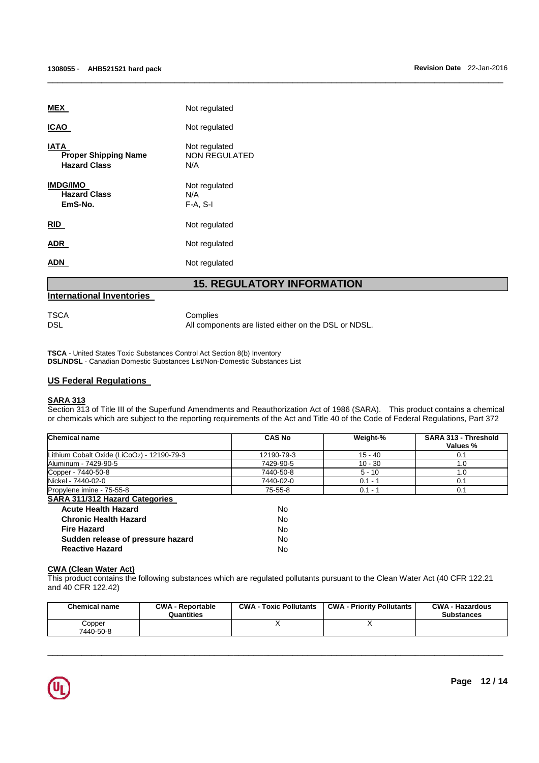**MEX** Not regulated

**ICAO** Not regulated

**IATA** Not regulated
**Proper Shipping Name** NON REGULATED
**Hazard Class** N/A

**IMDG/IMO** Not regulated
**Hazard Class** N/A
**EmS-No.** F-A, S-I

**RID** Not regulated

**ADR** Not regulated

**ADN** Not regulated

## 15. REGULATORY INFORMATION

### International Inventories

TSCA Complies
DSL All components are listed either on the DSL or NDSL.

**TSCA** - United States Toxic Substances Control Act Section 8(b) Inventory
**DSL/NDSL** - Canadian Domestic Substances List/Non-Domestic Substances List

### US Federal Regulations

**SARA 313**
Section 313 of Title III of the Superfund Amendments and Reauthorization Act of 1986 (SARA). This product contains a chemical or chemicals which are subject to the reporting requirements of the Act and Title 40 of the Code of Federal Regulations, Part 372

| Chemical name | CAS No | Weight-% | SARA 313 - Threshold Values % |
|---|---|---|---|
| Lithium Cobalt Oxide ($LiCoO_2$) - 12190-79-3 | 12190-79-3 | 15 - 40 | 0.1 |
| Aluminum - 7429-90-5 | 7429-90-5 | 10 - 30 | 1.0 |
| Copper - 7440-50-8 | 7440-50-8 | 5 - 10 | 1.0 |
| Nickel - 7440-02-0 | 7440-02-0 | 0.1 - 1 | 0.1 |
| Propylene imine - 75-55-8 | 75-55-8 | 0.1 - 1 | 0.1 |

**SARA 311/312 Hazard Categories**

| | |
|---|---|
| **Acute Health Hazard** | No |
| **Chronic Health Hazard** | No |
| **Fire Hazard** | No |
| **Sudden release of pressure hazard** | No |
| **Reactive Hazard** | No |

**CWA (Clean Water Act)**
This product contains the following substances which are regulated pollutants pursuant to the Clean Water Act (40 CFR 122.21 and 40 CFR 122.42)

| Chemical name | CWA - Reportable Quantities | CWA - Toxic Pollutants | CWA - Priority Pollutants | CWA - Hazardous Substances |
|---|---|---|---|---|
| Copper 7440-50-8 | | X | X | |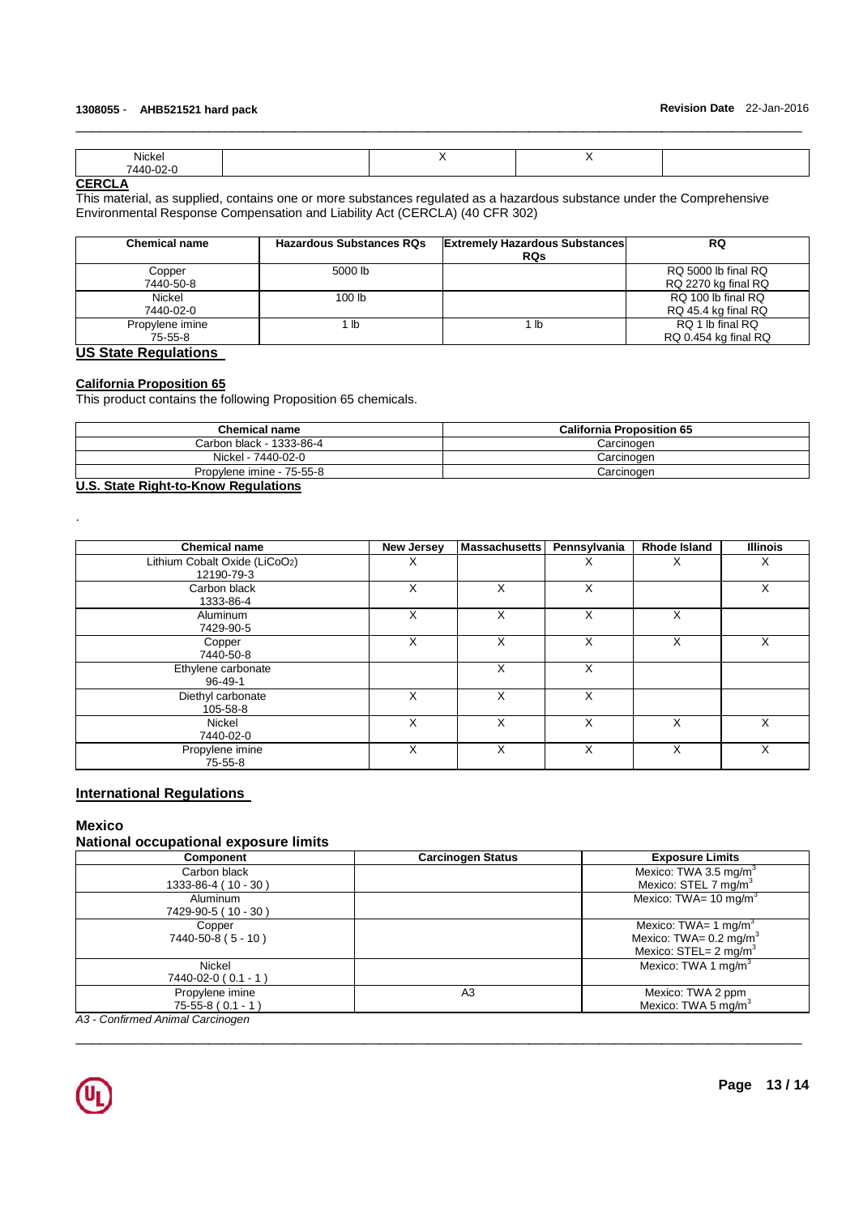| Nickel 7440-02-0 | | X | X | |
|---|---|---|---|---|

## CERCLA

This material, as supplied, contains one or more substances regulated as a hazardous substance under the Comprehensive Environmental Response Compensation and Liability Act (CERCLA) (40 CFR 302)

| Chemical name | Hazardous Substances RQs | Extremely Hazardous Substances RQs | RQ |
|---|---|---|---|
| Copper 7440-50-8 | 5000 lb | | RQ 5000 lb final RQ RQ 2270 kg final RQ |
| Nickel 7440-02-0 | 100 lb | | RQ 100 lb final RQ RQ 45.4 kg final RQ |
| Propylene imine 75-55-8 | 1 lb | 1 lb | RQ 1 lb final RQ RQ 0.454 kg final RQ |

## US State Regulations

### California Proposition 65

This product contains the following Proposition 65 chemicals.

| Chemical name | California Proposition 65 |
|---|---|
| Carbon black - 1333-86-4 | Carcinogen |
| Nickel - 7440-02-0 | Carcinogen |
| Propylene imine - 75-55-8 | Carcinogen |

### U.S. State Right-to-Know Regulations

.

| Chemical name | New Jersey | Massachusetts | Pennsylvania | Rhode Island | Illinois |
|---|---|---|---|---|---|
| Lithium Cobalt Oxide ($LiCoO_2$) 12190-79-3 | X | | X | X | X |
| Carbon black 1333-86-4 | X | X | X | | X |
| Aluminum 7429-90-5 | X | X | X | X | |
| Copper 7440-50-8 | X | X | X | X | X |
| Ethylene carbonate 96-49-1 | | X | X | | |
| Diethyl carbonate 105-58-8 | X | X | X | | |
| Nickel 7440-02-0 | X | X | X | X | X |
| Propylene imine 75-55-8 | X | X | X | X | X |

## International Regulations

### Mexico

### National occupational exposure limits

| Component | Carcinogen Status | Exposure Limits |
|---|---|---|
| Carbon black 1333-86-4 ( 10 - 30 ) | | Mexico: TWA 3.5 mg/m$^3$ Mexico: STEL 7 mg/m$^3$ |
| Aluminum 7429-90-5 ( 10 - 30 ) | | Mexico: TWA= 10 mg/m$^3$ |
| Copper 7440-50-8 ( 5 - 10 ) | | Mexico: TWA= 1 mg/m$^3$ Mexico: TWA= 0.2 mg/m$^3$ Mexico: STEL= 2 mg/m$^3$ |
| Nickel 7440-02-0 ( 0.1 - 1 ) | | Mexico: TWA 1 mg/m$^3$ |
| Propylene imine 75-55-8 ( 0.1 - 1 ) | A3 | Mexico: TWA 2 ppm Mexico: TWA 5 mg/m$^3$ |

*A3 - Confirmed Animal Carcinogen*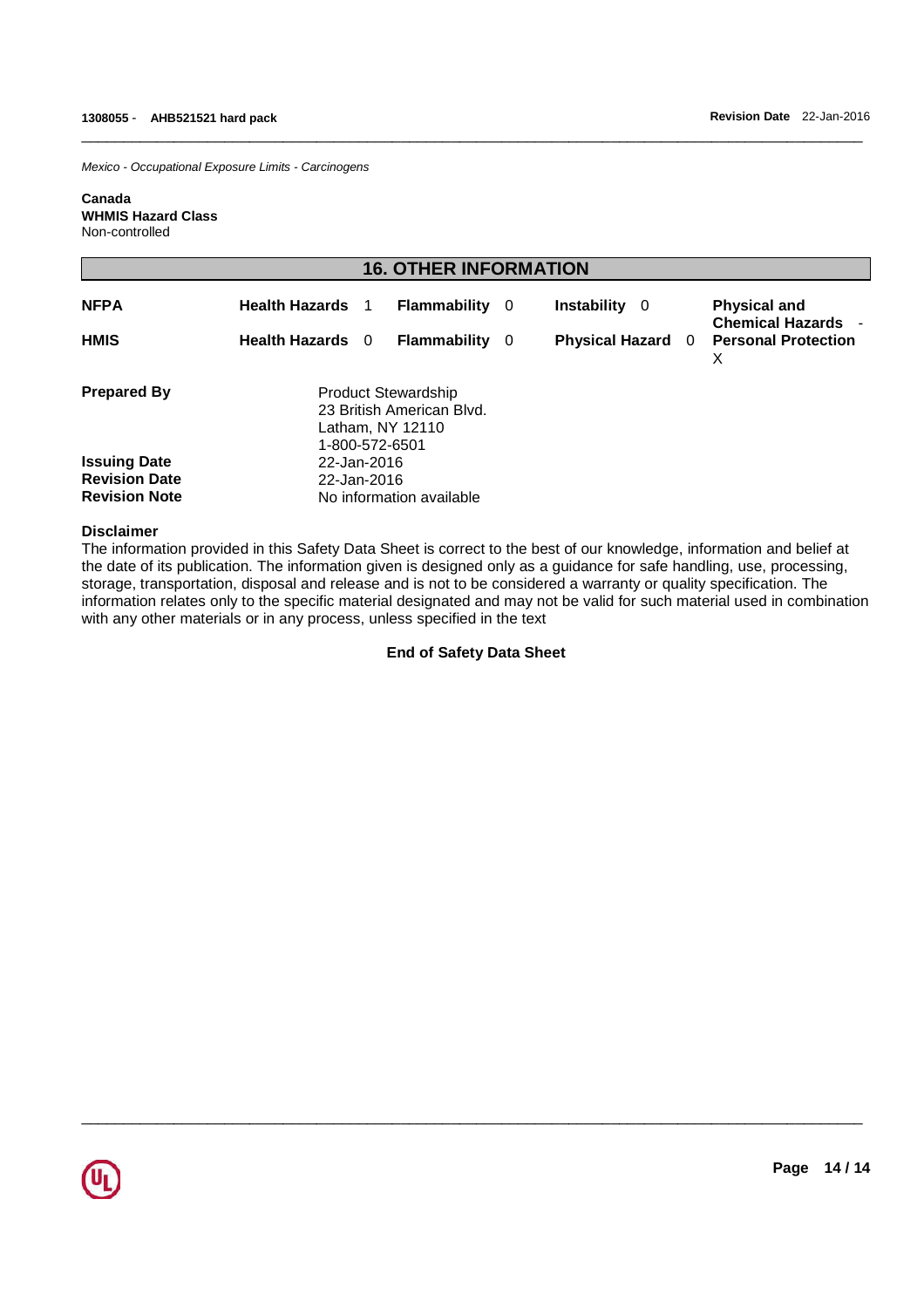*Mexico - Occupational Exposure Limits - Carcinogens*

**Canada**
**WHMIS Hazard Class**
Non-controlled

## 16. OTHER INFORMATION

| | | | | |
|---|---|---|---|---|
| **NFPA** | **Health Hazards** 1 | **Flammability** 0 | **Instability** 0 | **Physical and Chemical Hazards** - |
| **HMIS** | **Health Hazards** 0 | **Flammability** 0 | **Physical Hazard** 0 | **Personal Protection** X |

**Prepared By** Product Stewardship
23 British American Blvd.
Latham, NY 12110
1-800-572-6501

**Issuing Date** 22-Jan-2016
**Revision Date** 22-Jan-2016
**Revision Note** No information available

**Disclaimer**
The information provided in this Safety Data Sheet is correct to the best of our knowledge, information and belief at the date of its publication. The information given is designed only as a guidance for safe handling, use, processing, storage, transportation, disposal and release and is not to be considered a warranty or quality specification. The information relates only to the specific material designated and may not be valid for such material used in combination with any other materials or in any process, unless specified in the text

**End of Safety Data Sheet**